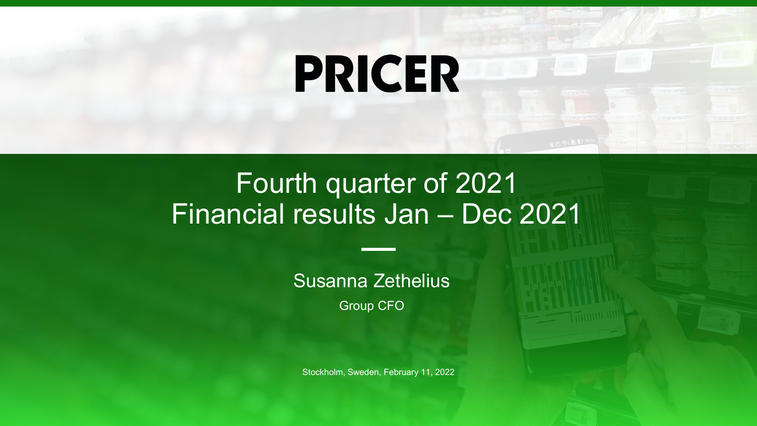# PRICER

## Fourth quarter of 2021
## Financial results Jan – Dec 2021

Susanna Zethelius

Group CFO

Stockholm, Sweden, February 11, 2022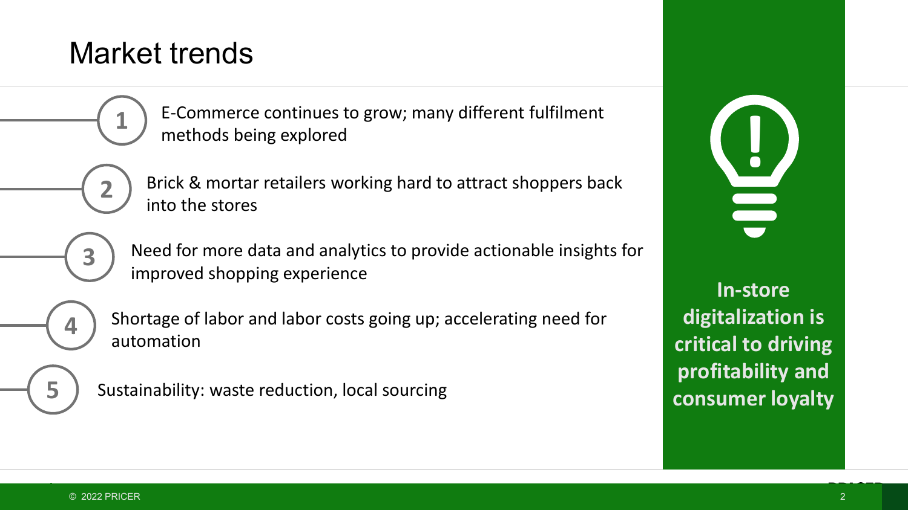# Market trends

1. E-Commerce continues to grow; many different fulfilment methods being explored
2. Brick & mortar retailers working hard to attract shoppers back into the stores
3. Need for more data and analytics to provide actionable insights for improved shopping experience
4. Shortage of labor and labor costs going up; accelerating need for automation
5. Sustainability: waste reduction, local sourcing

**In-store digitalization is critical to driving profitability and consumer loyalty**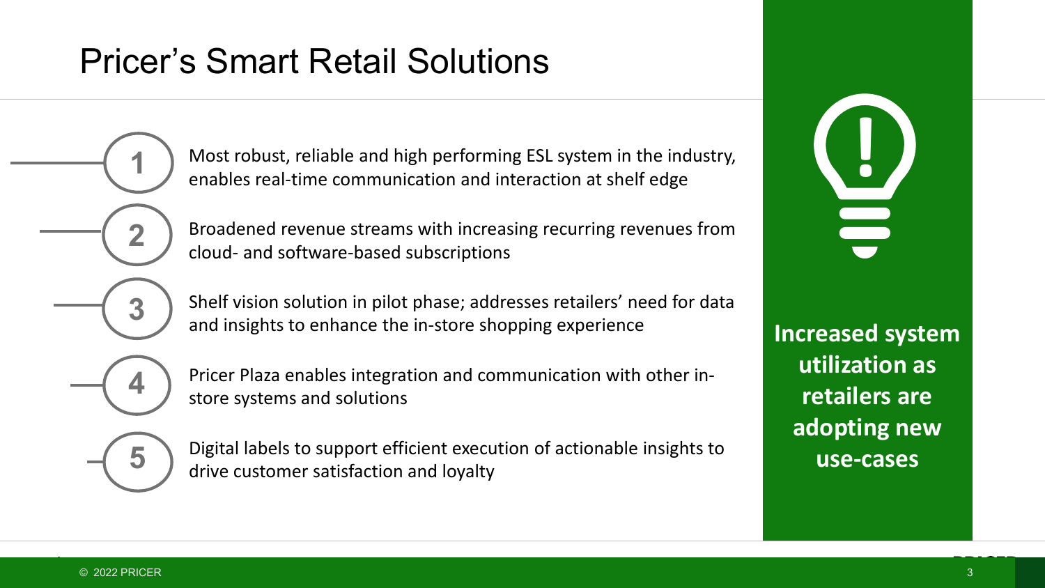# Pricer's Smart Retail Solutions

1. Most robust, reliable and high performing ESL system in the industry, enables real-time communication and interaction at shelf edge
2. Broadened revenue streams with increasing recurring revenues from cloud- and software-based subscriptions
3. Shelf vision solution in pilot phase; addresses retailers' need for data and insights to enhance the in-store shopping experience
4. Pricer Plaza enables integration and communication with other in-store systems and solutions
5. Digital labels to support efficient execution of actionable insights to drive customer satisfaction and loyalty

**Increased system utilization as retailers are adopting new use-cases**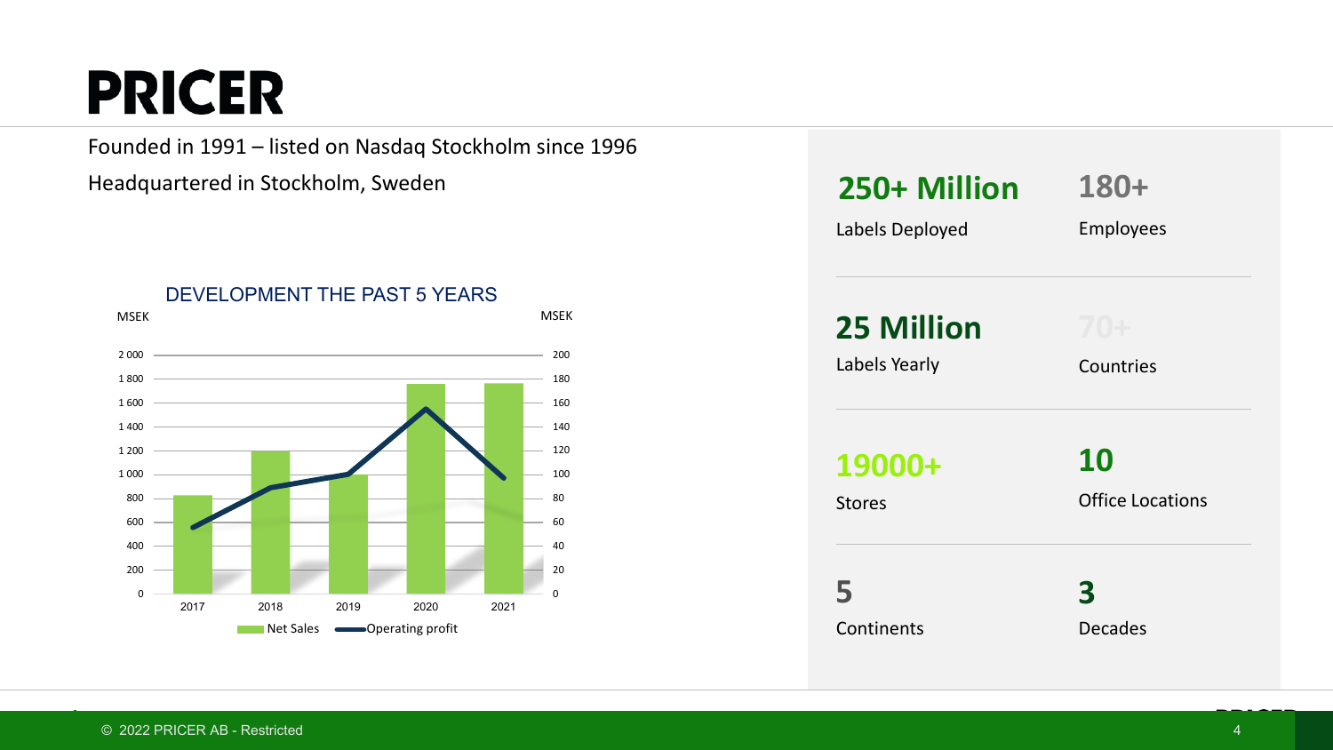# PRICER

Founded in 1991 – listed on Nasdaq Stockholm since 1996

Headquartered in Stockholm, Sweden

## DEVELOPMENT THE PAST 5 YEARS

MSEK | MSEK

| Year | Net Sales (MSEK) | Operating profit (MSEK) |
|---|---|---|
| 2017 | | |
| 2018 | | |
| 2019 | | |
| 2020 | | |
| 2021 | | |

Net Sales — Operating profit

**250+ Million**
Labels Deployed

**180+**
Employees

**25 Million**
Labels Yearly

**70+**
Countries

**19000+**
Stores

**10**
Office Locations

**5**
Continents

**3**
Decades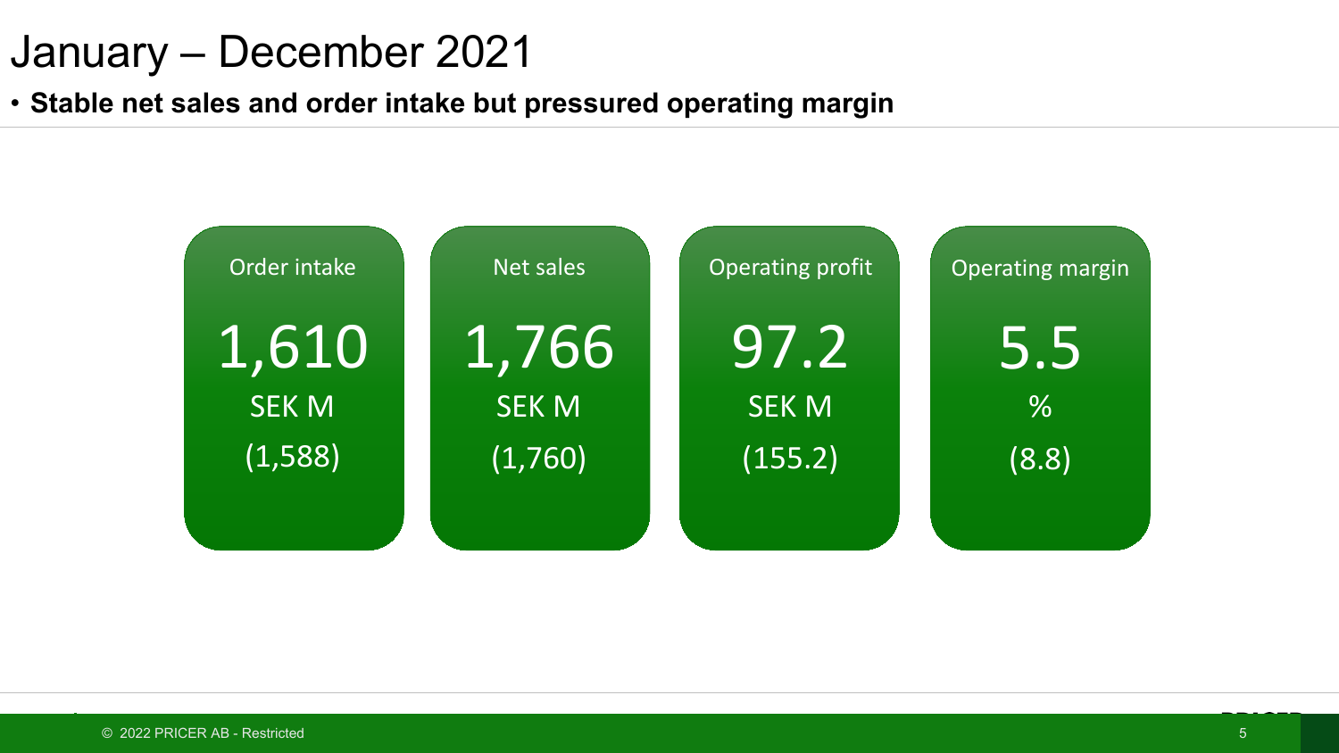# January – December 2021

- **Stable net sales and order intake but pressured operating margin**

| Order intake | Net sales | Operating profit | Operating margin |
|---|---|---|---|
| 1,610 | 1,766 | 97.2 | 5.5 |
| SEK M | SEK M | SEK M | % |
| (1,588) | (1,760) | (155.2) | (8.8) |

© 2022 PRICER AB - Restricted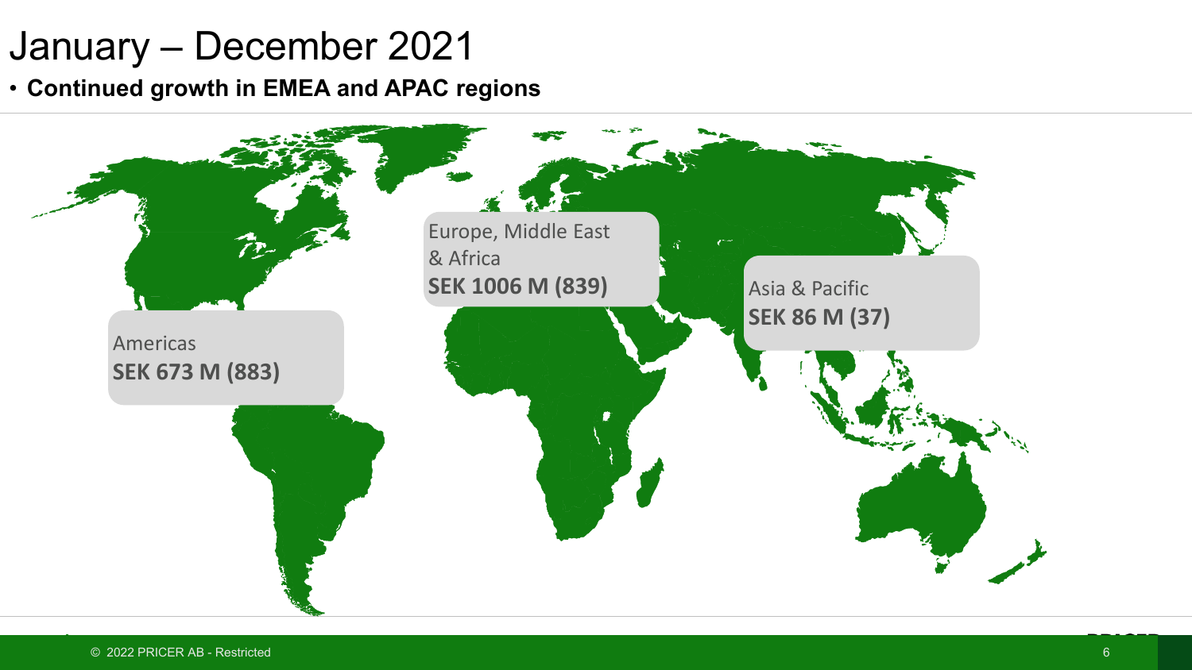# January – December 2021

- **Continued growth in EMEA and APAC regions**

Europe, Middle East & Africa
**SEK 1006 M (839)**

Asia & Pacific
**SEK 86 M (37)**

Americas
**SEK 673 M (883)**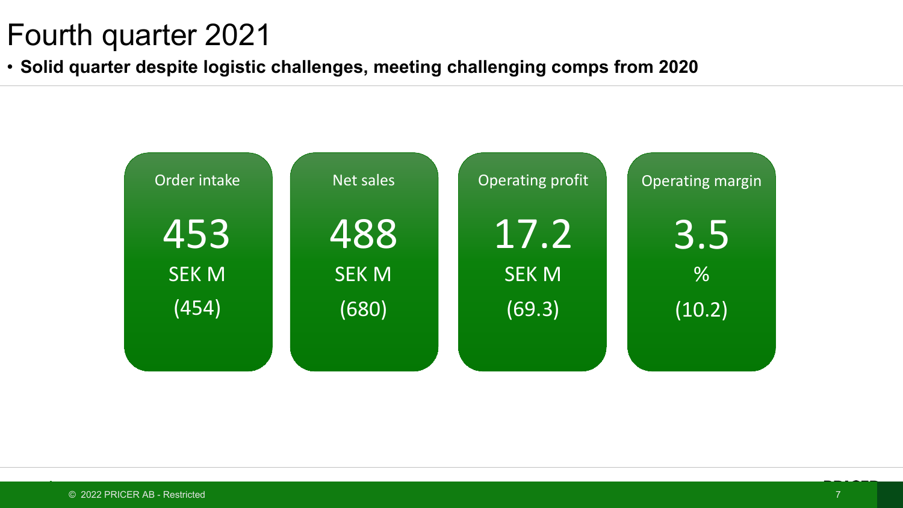# Fourth quarter 2021

- **Solid quarter despite logistic challenges, meeting challenging comps from 2020**

Order intake

453

SEK M

(454)

Net sales

488

SEK M

(680)

Operating profit

17.2

SEK M

(69.3)

Operating margin

3.5

%

(10.2)

© 2022 PRICER AB - Restricted